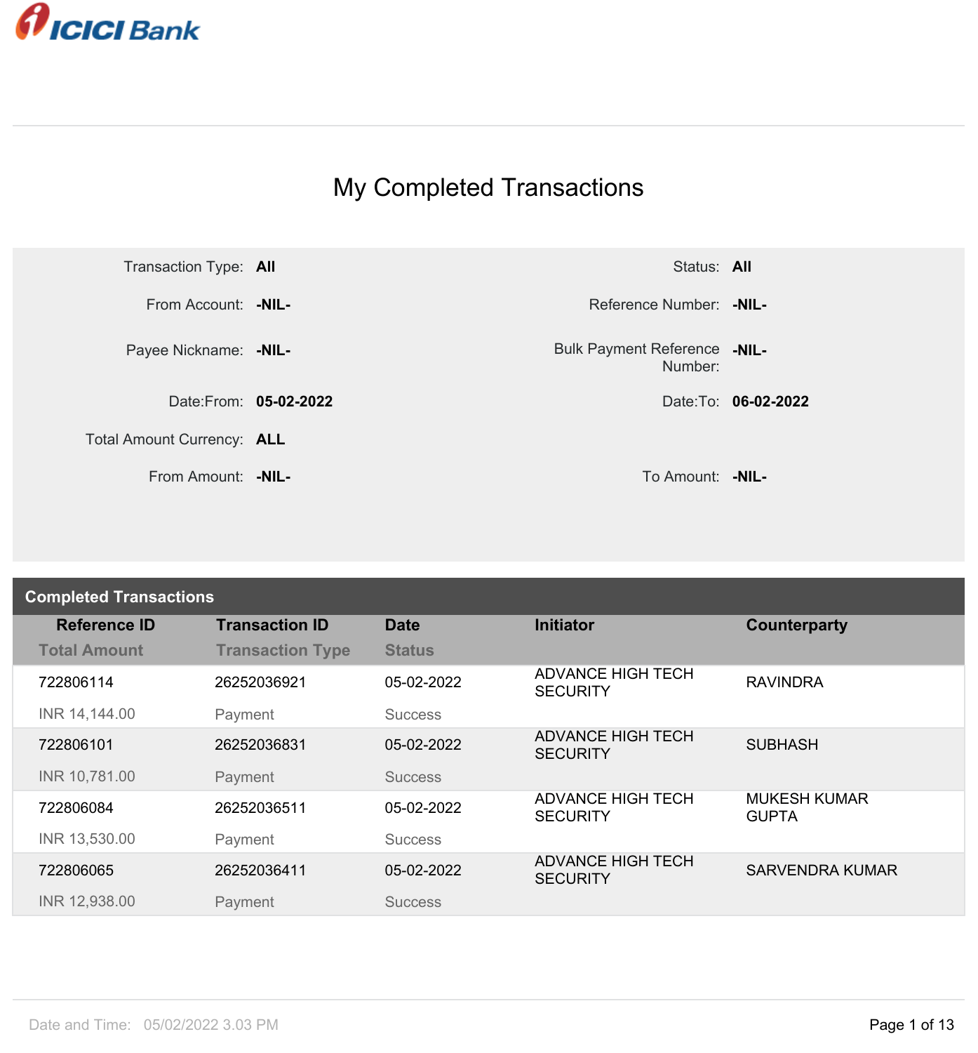# My Completed Transactions

| | | | |
|---|---|---|---|
| Transaction Type: | **All** | Status: | **All** |
| From Account: | **-NIL-** | Reference Number: | **-NIL-** |
| Payee Nickname: | **-NIL-** | Bulk Payment Reference Number: | **-NIL-** |
| Date:From: | **05-02-2022** | Date:To: | **06-02-2022** |
| Total Amount Currency: | **ALL** | | |
| From Amount: | **-NIL-** | To Amount: | **-NIL-** |

## Completed Transactions

| Reference ID / Total Amount | Transaction ID / Transaction Type | Date / Status | Initiator | Counterparty |
|---|---|---|---|---|
| 722806114<br>INR 14,144.00 | 26252036921<br>Payment | 05-02-2022<br>Success | ADVANCE HIGH TECH SECURITY | RAVINDRA |
| 722806101<br>INR 10,781.00 | 26252036831<br>Payment | 05-02-2022<br>Success | ADVANCE HIGH TECH SECURITY | SUBHASH |
| 722806084<br>INR 13,530.00 | 26252036511<br>Payment | 05-02-2022<br>Success | ADVANCE HIGH TECH SECURITY | MUKESH KUMAR GUPTA |
| 722806065<br>INR 12,938.00 | 26252036411<br>Payment | 05-02-2022<br>Success | ADVANCE HIGH TECH SECURITY | SARVENDRA KUMAR |

Date and Time: 05/02/2022 3.03 PM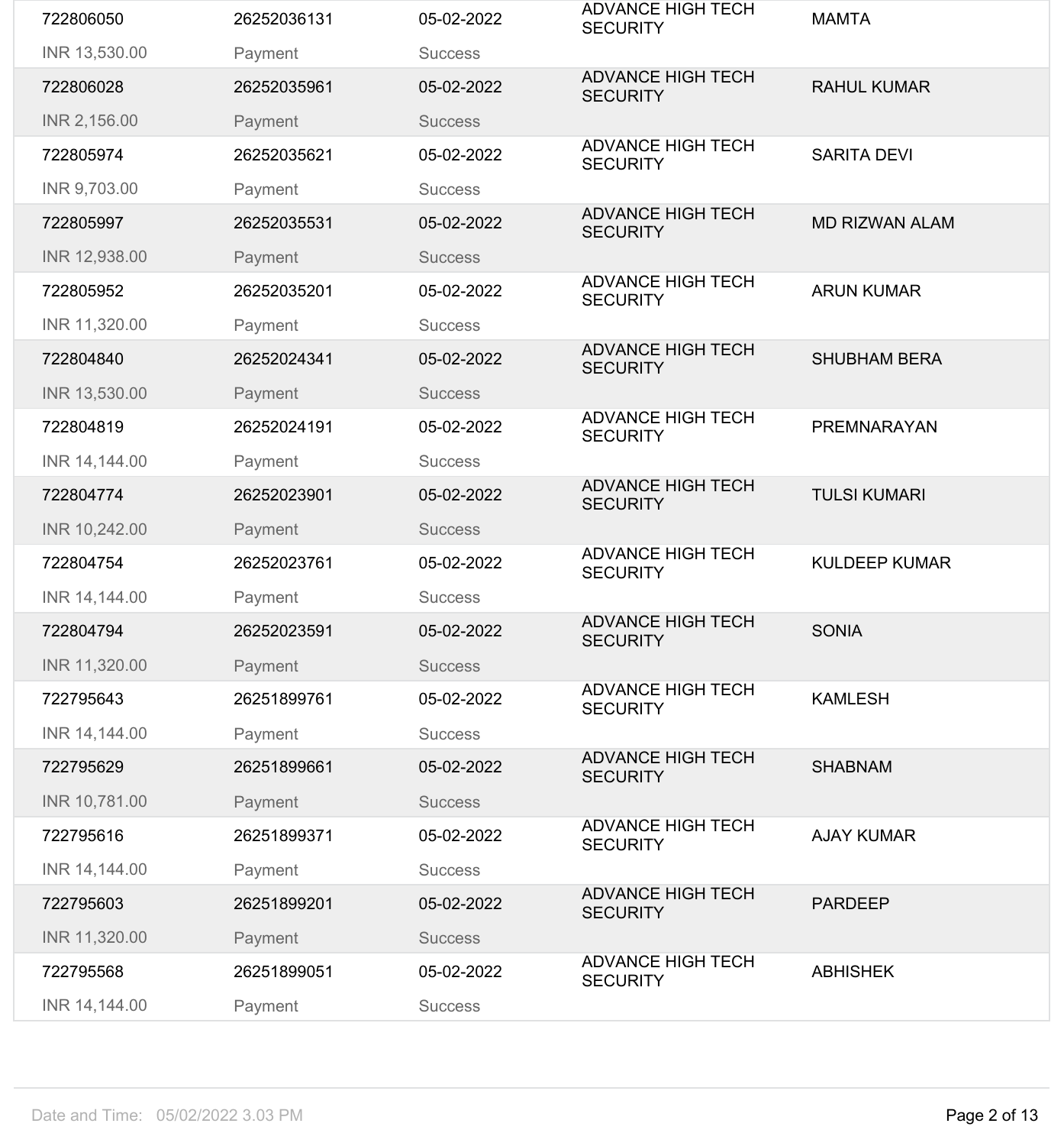| | | | | |
|---|---|---|---|---|
| 722806050 | 26252036131 | 05-02-2022 | ADVANCE HIGH TECH SECURITY | MAMTA |
| INR 13,530.00 | Payment | Success | | |
| 722806028 | 26252035961 | 05-02-2022 | ADVANCE HIGH TECH SECURITY | RAHUL KUMAR |
| INR 2,156.00 | Payment | Success | | |
| 722805974 | 26252035621 | 05-02-2022 | ADVANCE HIGH TECH SECURITY | SARITA DEVI |
| INR 9,703.00 | Payment | Success | | |
| 722805997 | 26252035531 | 05-02-2022 | ADVANCE HIGH TECH SECURITY | MD RIZWAN ALAM |
| INR 12,938.00 | Payment | Success | | |
| 722805952 | 26252035201 | 05-02-2022 | ADVANCE HIGH TECH SECURITY | ARUN KUMAR |
| INR 11,320.00 | Payment | Success | | |
| 722804840 | 26252024341 | 05-02-2022 | ADVANCE HIGH TECH SECURITY | SHUBHAM BERA |
| INR 13,530.00 | Payment | Success | | |
| 722804819 | 26252024191 | 05-02-2022 | ADVANCE HIGH TECH SECURITY | PREMNARAYAN |
| INR 14,144.00 | Payment | Success | | |
| 722804774 | 26252023901 | 05-02-2022 | ADVANCE HIGH TECH SECURITY | TULSI KUMARI |
| INR 10,242.00 | Payment | Success | | |
| 722804754 | 26252023761 | 05-02-2022 | ADVANCE HIGH TECH SECURITY | KULDEEP KUMAR |
| INR 14,144.00 | Payment | Success | | |
| 722804794 | 26252023591 | 05-02-2022 | ADVANCE HIGH TECH SECURITY | SONIA |
| INR 11,320.00 | Payment | Success | | |
| 722795643 | 26251899761 | 05-02-2022 | ADVANCE HIGH TECH SECURITY | KAMLESH |
| INR 14,144.00 | Payment | Success | | |
| 722795629 | 26251899661 | 05-02-2022 | ADVANCE HIGH TECH SECURITY | SHABNAM |
| INR 10,781.00 | Payment | Success | | |
| 722795616 | 26251899371 | 05-02-2022 | ADVANCE HIGH TECH SECURITY | AJAY KUMAR |
| INR 14,144.00 | Payment | Success | | |
| 722795603 | 26251899201 | 05-02-2022 | ADVANCE HIGH TECH SECURITY | PARDEEP |
| INR 11,320.00 | Payment | Success | | |
| 722795568 | 26251899051 | 05-02-2022 | ADVANCE HIGH TECH SECURITY | ABHISHEK |
| INR 14,144.00 | Payment | Success | | |

Date and Time: 05/02/2022 3.03 PM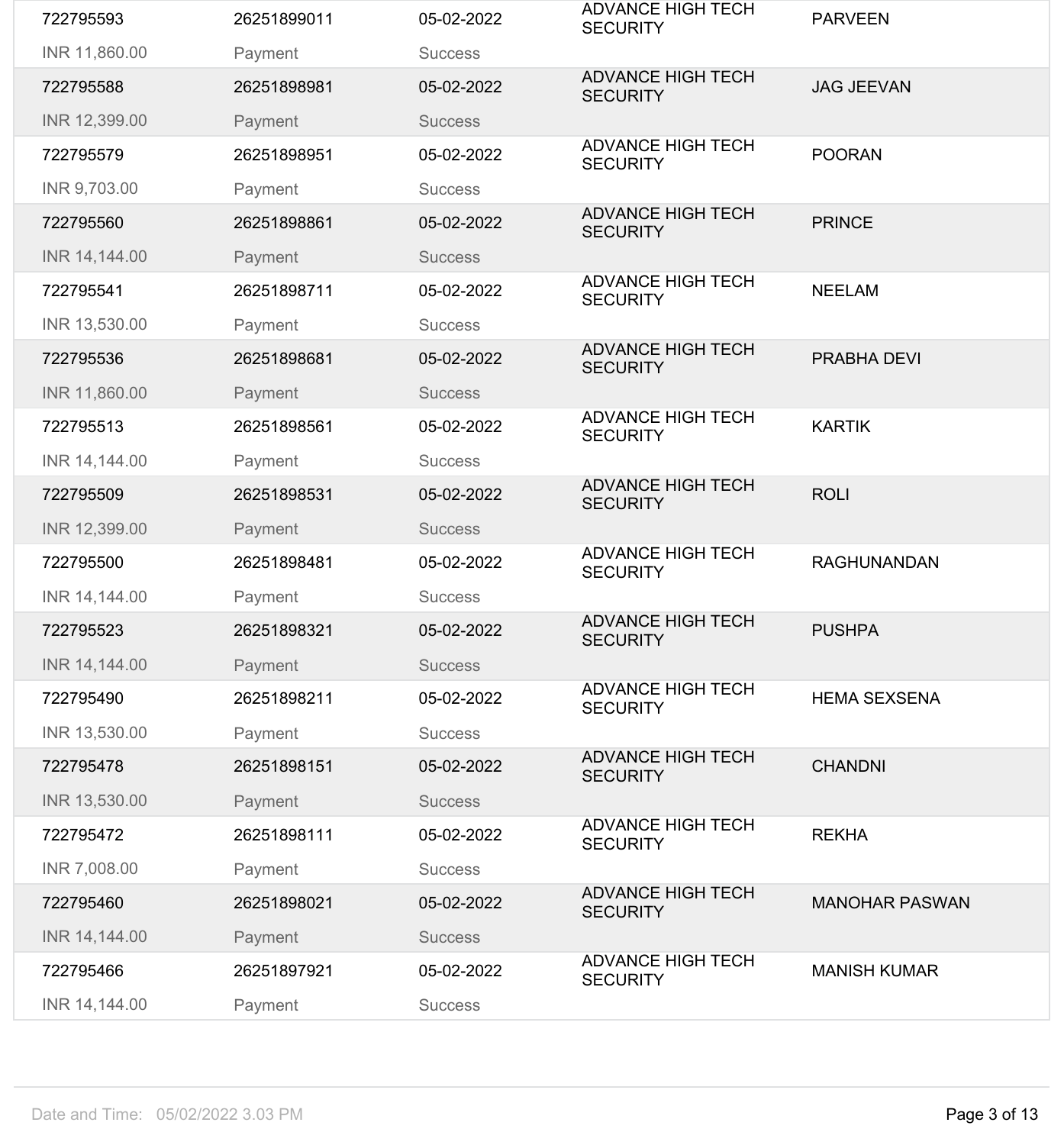| | | | | |
|---|---|---|---|---|
| 722795593<br>INR 11,860.00 | 26251899011<br>Payment | 05-02-2022<br>Success | ADVANCE HIGH TECH SECURITY | PARVEEN |
| 722795588<br>INR 12,399.00 | 26251898981<br>Payment | 05-02-2022<br>Success | ADVANCE HIGH TECH SECURITY | JAG JEEVAN |
| 722795579<br>INR 9,703.00 | 26251898951<br>Payment | 05-02-2022<br>Success | ADVANCE HIGH TECH SECURITY | POORAN |
| 722795560<br>INR 14,144.00 | 26251898861<br>Payment | 05-02-2022<br>Success | ADVANCE HIGH TECH SECURITY | PRINCE |
| 722795541<br>INR 13,530.00 | 26251898711<br>Payment | 05-02-2022<br>Success | ADVANCE HIGH TECH SECURITY | NEELAM |
| 722795536<br>INR 11,860.00 | 26251898681<br>Payment | 05-02-2022<br>Success | ADVANCE HIGH TECH SECURITY | PRABHA DEVI |
| 722795513<br>INR 14,144.00 | 26251898561<br>Payment | 05-02-2022<br>Success | ADVANCE HIGH TECH SECURITY | KARTIK |
| 722795509<br>INR 12,399.00 | 26251898531<br>Payment | 05-02-2022<br>Success | ADVANCE HIGH TECH SECURITY | ROLI |
| 722795500<br>INR 14,144.00 | 26251898481<br>Payment | 05-02-2022<br>Success | ADVANCE HIGH TECH SECURITY | RAGHUNANDAN |
| 722795523<br>INR 14,144.00 | 26251898321<br>Payment | 05-02-2022<br>Success | ADVANCE HIGH TECH SECURITY | PUSHPA |
| 722795490<br>INR 13,530.00 | 26251898211<br>Payment | 05-02-2022<br>Success | ADVANCE HIGH TECH SECURITY | HEMA SEXSENA |
| 722795478<br>INR 13,530.00 | 26251898151<br>Payment | 05-02-2022<br>Success | ADVANCE HIGH TECH SECURITY | CHANDNI |
| 722795472<br>INR 7,008.00 | 26251898111<br>Payment | 05-02-2022<br>Success | ADVANCE HIGH TECH SECURITY | REKHA |
| 722795460<br>INR 14,144.00 | 26251898021<br>Payment | 05-02-2022<br>Success | ADVANCE HIGH TECH SECURITY | MANOHAR PASWAN |
| 722795466<br>INR 14,144.00 | 26251897921<br>Payment | 05-02-2022<br>Success | ADVANCE HIGH TECH SECURITY | MANISH KUMAR |

Date and Time: 05/02/2022 3.03 PM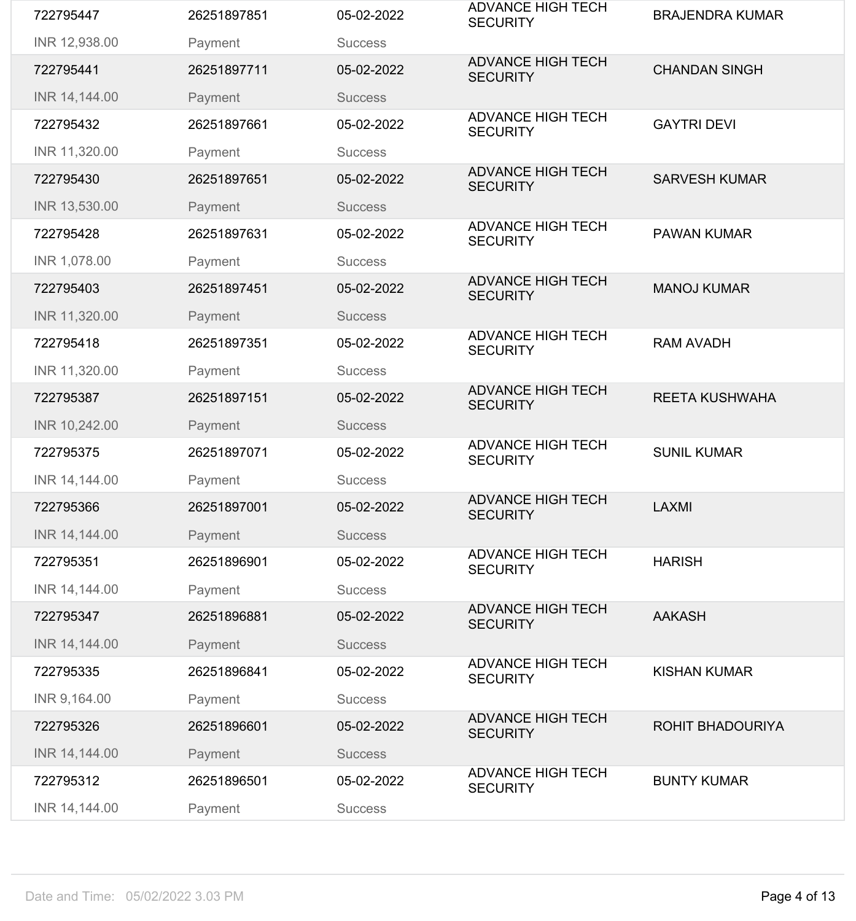| | | | | |
|---|---|---|---|---|
| 722795447<br>INR 12,938.00 | 26251897851<br>Payment | 05-02-2022<br>Success | ADVANCE HIGH TECH SECURITY | BRAJENDRA KUMAR |
| 722795441<br>INR 14,144.00 | 26251897711<br>Payment | 05-02-2022<br>Success | ADVANCE HIGH TECH SECURITY | CHANDAN SINGH |
| 722795432<br>INR 11,320.00 | 26251897661<br>Payment | 05-02-2022<br>Success | ADVANCE HIGH TECH SECURITY | GAYTRI DEVI |
| 722795430<br>INR 13,530.00 | 26251897651<br>Payment | 05-02-2022<br>Success | ADVANCE HIGH TECH SECURITY | SARVESH KUMAR |
| 722795428<br>INR 1,078.00 | 26251897631<br>Payment | 05-02-2022<br>Success | ADVANCE HIGH TECH SECURITY | PAWAN KUMAR |
| 722795403<br>INR 11,320.00 | 26251897451<br>Payment | 05-02-2022<br>Success | ADVANCE HIGH TECH SECURITY | MANOJ KUMAR |
| 722795418<br>INR 11,320.00 | 26251897351<br>Payment | 05-02-2022<br>Success | ADVANCE HIGH TECH SECURITY | RAM AVADH |
| 722795387<br>INR 10,242.00 | 26251897151<br>Payment | 05-02-2022<br>Success | ADVANCE HIGH TECH SECURITY | REETA KUSHWAHA |
| 722795375<br>INR 14,144.00 | 26251897071<br>Payment | 05-02-2022<br>Success | ADVANCE HIGH TECH SECURITY | SUNIL KUMAR |
| 722795366<br>INR 14,144.00 | 26251897001<br>Payment | 05-02-2022<br>Success | ADVANCE HIGH TECH SECURITY | LAXMI |
| 722795351<br>INR 14,144.00 | 26251896901<br>Payment | 05-02-2022<br>Success | ADVANCE HIGH TECH SECURITY | HARISH |
| 722795347<br>INR 14,144.00 | 26251896881<br>Payment | 05-02-2022<br>Success | ADVANCE HIGH TECH SECURITY | AAKASH |
| 722795335<br>INR 9,164.00 | 26251896841<br>Payment | 05-02-2022<br>Success | ADVANCE HIGH TECH SECURITY | KISHAN KUMAR |
| 722795326<br>INR 14,144.00 | 26251896601<br>Payment | 05-02-2022<br>Success | ADVANCE HIGH TECH SECURITY | ROHIT BHADOURIYA |
| 722795312<br>INR 14,144.00 | 26251896501<br>Payment | 05-02-2022<br>Success | ADVANCE HIGH TECH SECURITY | BUNTY KUMAR |

Date and Time: 05/02/2022 3.03 PM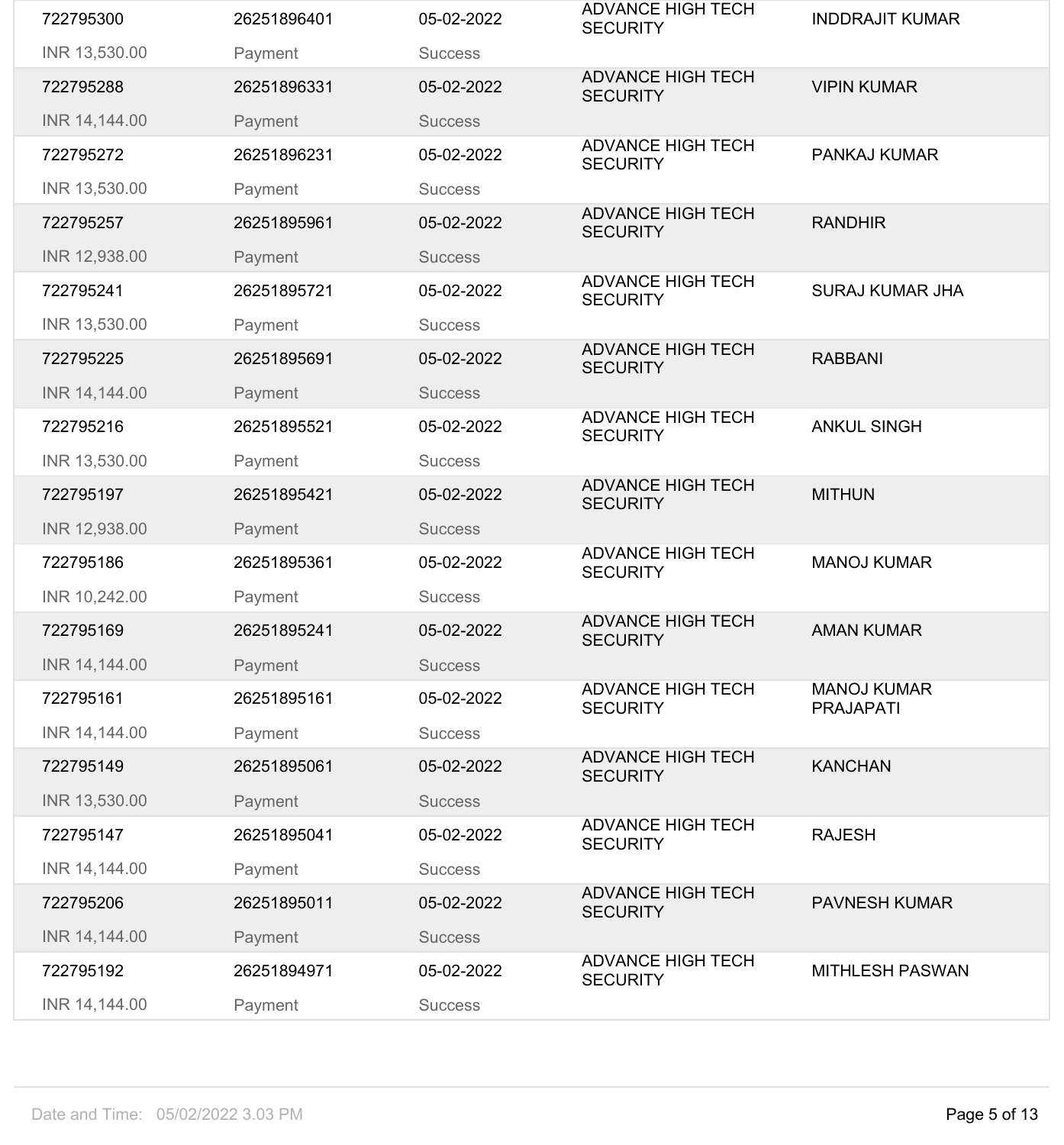| | | | | |
|---|---|---|---|---|
| 722795300 | 26251896401 | 05-02-2022 | ADVANCE HIGH TECH SECURITY | INDDRAJIT KUMAR |
| INR 13,530.00 | Payment | Success | | |
| 722795288 | 26251896331 | 05-02-2022 | ADVANCE HIGH TECH SECURITY | VIPIN KUMAR |
| INR 14,144.00 | Payment | Success | | |
| 722795272 | 26251896231 | 05-02-2022 | ADVANCE HIGH TECH SECURITY | PANKAJ KUMAR |
| INR 13,530.00 | Payment | Success | | |
| 722795257 | 26251895961 | 05-02-2022 | ADVANCE HIGH TECH SECURITY | RANDHIR |
| INR 12,938.00 | Payment | Success | | |
| 722795241 | 26251895721 | 05-02-2022 | ADVANCE HIGH TECH SECURITY | SURAJ KUMAR JHA |
| INR 13,530.00 | Payment | Success | | |
| 722795225 | 26251895691 | 05-02-2022 | ADVANCE HIGH TECH SECURITY | RABBANI |
| INR 14,144.00 | Payment | Success | | |
| 722795216 | 26251895521 | 05-02-2022 | ADVANCE HIGH TECH SECURITY | ANKUL SINGH |
| INR 13,530.00 | Payment | Success | | |
| 722795197 | 26251895421 | 05-02-2022 | ADVANCE HIGH TECH SECURITY | MITHUN |
| INR 12,938.00 | Payment | Success | | |
| 722795186 | 26251895361 | 05-02-2022 | ADVANCE HIGH TECH SECURITY | MANOJ KUMAR |
| INR 10,242.00 | Payment | Success | | |
| 722795169 | 26251895241 | 05-02-2022 | ADVANCE HIGH TECH SECURITY | AMAN KUMAR |
| INR 14,144.00 | Payment | Success | | |
| 722795161 | 26251895161 | 05-02-2022 | ADVANCE HIGH TECH SECURITY | MANOJ KUMAR PRAJAPATI |
| INR 14,144.00 | Payment | Success | | |
| 722795149 | 26251895061 | 05-02-2022 | ADVANCE HIGH TECH SECURITY | KANCHAN |
| INR 13,530.00 | Payment | Success | | |
| 722795147 | 26251895041 | 05-02-2022 | ADVANCE HIGH TECH SECURITY | RAJESH |
| INR 14,144.00 | Payment | Success | | |
| 722795206 | 26251895011 | 05-02-2022 | ADVANCE HIGH TECH SECURITY | PAVNESH KUMAR |
| INR 14,144.00 | Payment | Success | | |
| 722795192 | 26251894971 | 05-02-2022 | ADVANCE HIGH TECH SECURITY | MITHLESH PASWAN |
| INR 14,144.00 | Payment | Success | | |

Date and Time: 05/02/2022 3.03 PM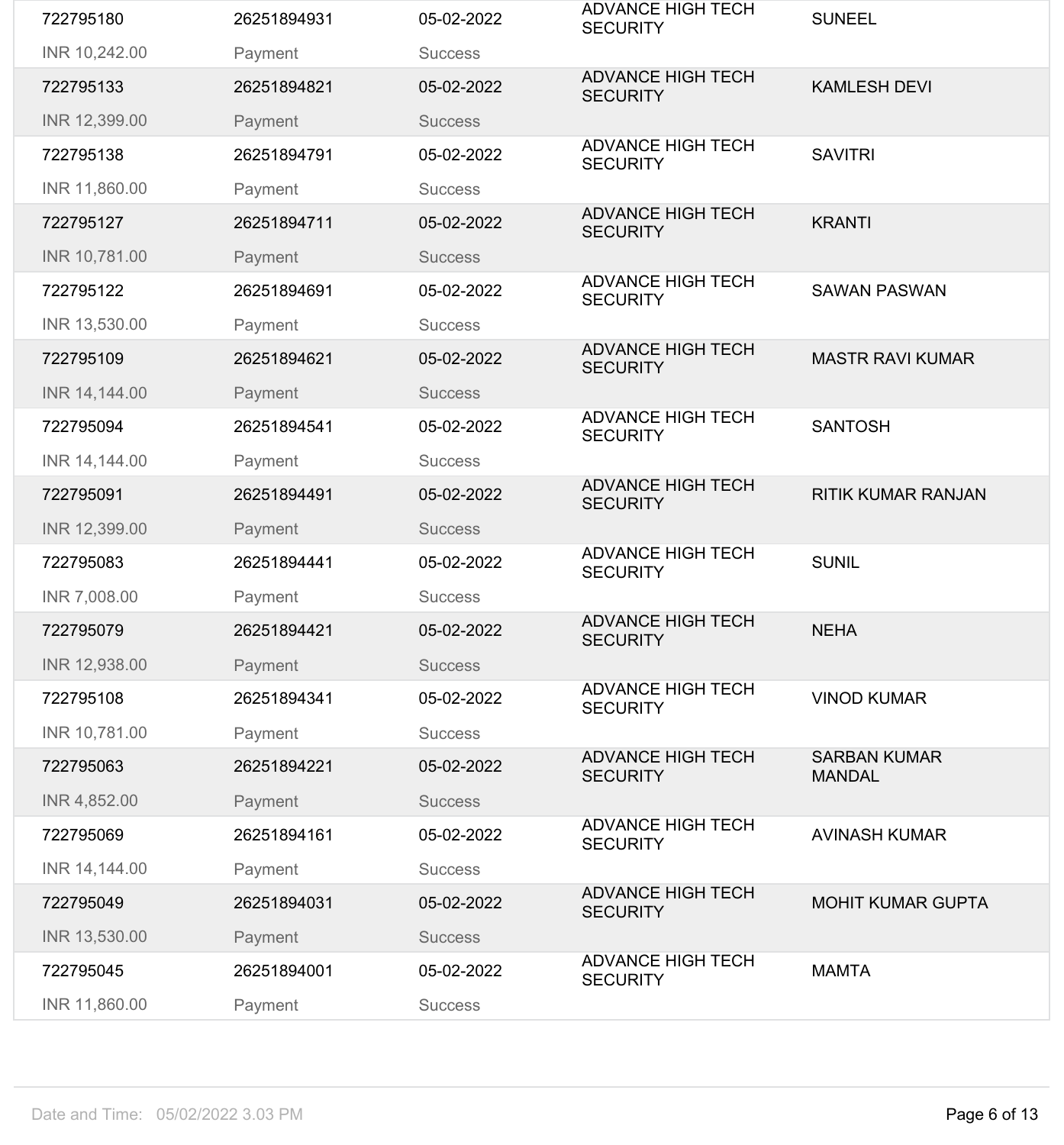| | | | | |
|---|---|---|---|---|
| 722795180 | 26251894931 | 05-02-2022 | ADVANCE HIGH TECH SECURITY | SUNEEL |
| INR 10,242.00 | Payment | Success | | |
| 722795133 | 26251894821 | 05-02-2022 | ADVANCE HIGH TECH SECURITY | KAMLESH DEVI |
| INR 12,399.00 | Payment | Success | | |
| 722795138 | 26251894791 | 05-02-2022 | ADVANCE HIGH TECH SECURITY | SAVITRI |
| INR 11,860.00 | Payment | Success | | |
| 722795127 | 26251894711 | 05-02-2022 | ADVANCE HIGH TECH SECURITY | KRANTI |
| INR 10,781.00 | Payment | Success | | |
| 722795122 | 26251894691 | 05-02-2022 | ADVANCE HIGH TECH SECURITY | SAWAN PASWAN |
| INR 13,530.00 | Payment | Success | | |
| 722795109 | 26251894621 | 05-02-2022 | ADVANCE HIGH TECH SECURITY | MASTR RAVI KUMAR |
| INR 14,144.00 | Payment | Success | | |
| 722795094 | 26251894541 | 05-02-2022 | ADVANCE HIGH TECH SECURITY | SANTOSH |
| INR 14,144.00 | Payment | Success | | |
| 722795091 | 26251894491 | 05-02-2022 | ADVANCE HIGH TECH SECURITY | RITIK KUMAR RANJAN |
| INR 12,399.00 | Payment | Success | | |
| 722795083 | 26251894441 | 05-02-2022 | ADVANCE HIGH TECH SECURITY | SUNIL |
| INR 7,008.00 | Payment | Success | | |
| 722795079 | 26251894421 | 05-02-2022 | ADVANCE HIGH TECH SECURITY | NEHA |
| INR 12,938.00 | Payment | Success | | |
| 722795108 | 26251894341 | 05-02-2022 | ADVANCE HIGH TECH SECURITY | VINOD KUMAR |
| INR 10,781.00 | Payment | Success | | |
| 722795063 | 26251894221 | 05-02-2022 | ADVANCE HIGH TECH SECURITY | SARBAN KUMAR MANDAL |
| INR 4,852.00 | Payment | Success | | |
| 722795069 | 26251894161 | 05-02-2022 | ADVANCE HIGH TECH SECURITY | AVINASH KUMAR |
| INR 14,144.00 | Payment | Success | | |
| 722795049 | 26251894031 | 05-02-2022 | ADVANCE HIGH TECH SECURITY | MOHIT KUMAR GUPTA |
| INR 13,530.00 | Payment | Success | | |
| 722795045 | 26251894001 | 05-02-2022 | ADVANCE HIGH TECH SECURITY | MAMTA |
| INR 11,860.00 | Payment | Success | | |

Date and Time: 05/02/2022 3.03 PM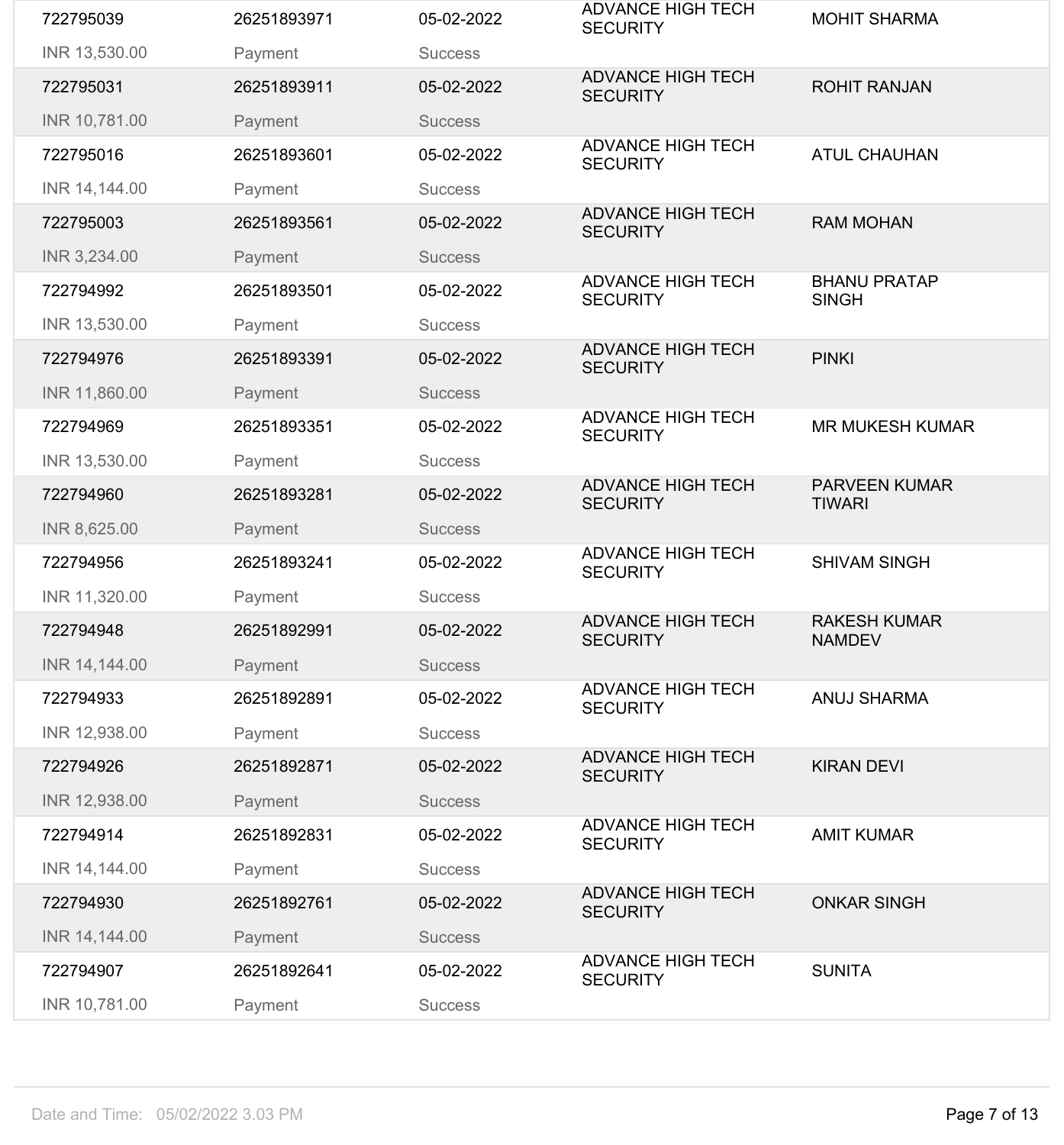| | | | | |
|---|---|---|---|---|
| 722795039 | 26251893971 | 05-02-2022 | ADVANCE HIGH TECH SECURITY | MOHIT SHARMA |
| INR 13,530.00 | Payment | Success | | |
| 722795031 | 26251893911 | 05-02-2022 | ADVANCE HIGH TECH SECURITY | ROHIT RANJAN |
| INR 10,781.00 | Payment | Success | | |
| 722795016 | 26251893601 | 05-02-2022 | ADVANCE HIGH TECH SECURITY | ATUL CHAUHAN |
| INR 14,144.00 | Payment | Success | | |
| 722795003 | 26251893561 | 05-02-2022 | ADVANCE HIGH TECH SECURITY | RAM MOHAN |
| INR 3,234.00 | Payment | Success | | |
| 722794992 | 26251893501 | 05-02-2022 | ADVANCE HIGH TECH SECURITY | BHANU PRATAP SINGH |
| INR 13,530.00 | Payment | Success | | |
| 722794976 | 26251893391 | 05-02-2022 | ADVANCE HIGH TECH SECURITY | PINKI |
| INR 11,860.00 | Payment | Success | | |
| 722794969 | 26251893351 | 05-02-2022 | ADVANCE HIGH TECH SECURITY | MR MUKESH KUMAR |
| INR 13,530.00 | Payment | Success | | |
| 722794960 | 26251893281 | 05-02-2022 | ADVANCE HIGH TECH SECURITY | PARVEEN KUMAR TIWARI |
| INR 8,625.00 | Payment | Success | | |
| 722794956 | 26251893241 | 05-02-2022 | ADVANCE HIGH TECH SECURITY | SHIVAM SINGH |
| INR 11,320.00 | Payment | Success | | |
| 722794948 | 26251892991 | 05-02-2022 | ADVANCE HIGH TECH SECURITY | RAKESH KUMAR NAMDEV |
| INR 14,144.00 | Payment | Success | | |
| 722794933 | 26251892891 | 05-02-2022 | ADVANCE HIGH TECH SECURITY | ANUJ SHARMA |
| INR 12,938.00 | Payment | Success | | |
| 722794926 | 26251892871 | 05-02-2022 | ADVANCE HIGH TECH SECURITY | KIRAN DEVI |
| INR 12,938.00 | Payment | Success | | |
| 722794914 | 26251892831 | 05-02-2022 | ADVANCE HIGH TECH SECURITY | AMIT KUMAR |
| INR 14,144.00 | Payment | Success | | |
| 722794930 | 26251892761 | 05-02-2022 | ADVANCE HIGH TECH SECURITY | ONKAR SINGH |
| INR 14,144.00 | Payment | Success | | |
| 722794907 | 26251892641 | 05-02-2022 | ADVANCE HIGH TECH SECURITY | SUNITA |
| INR 10,781.00 | Payment | Success | | |

Date and Time: 05/02/2022 3.03 PM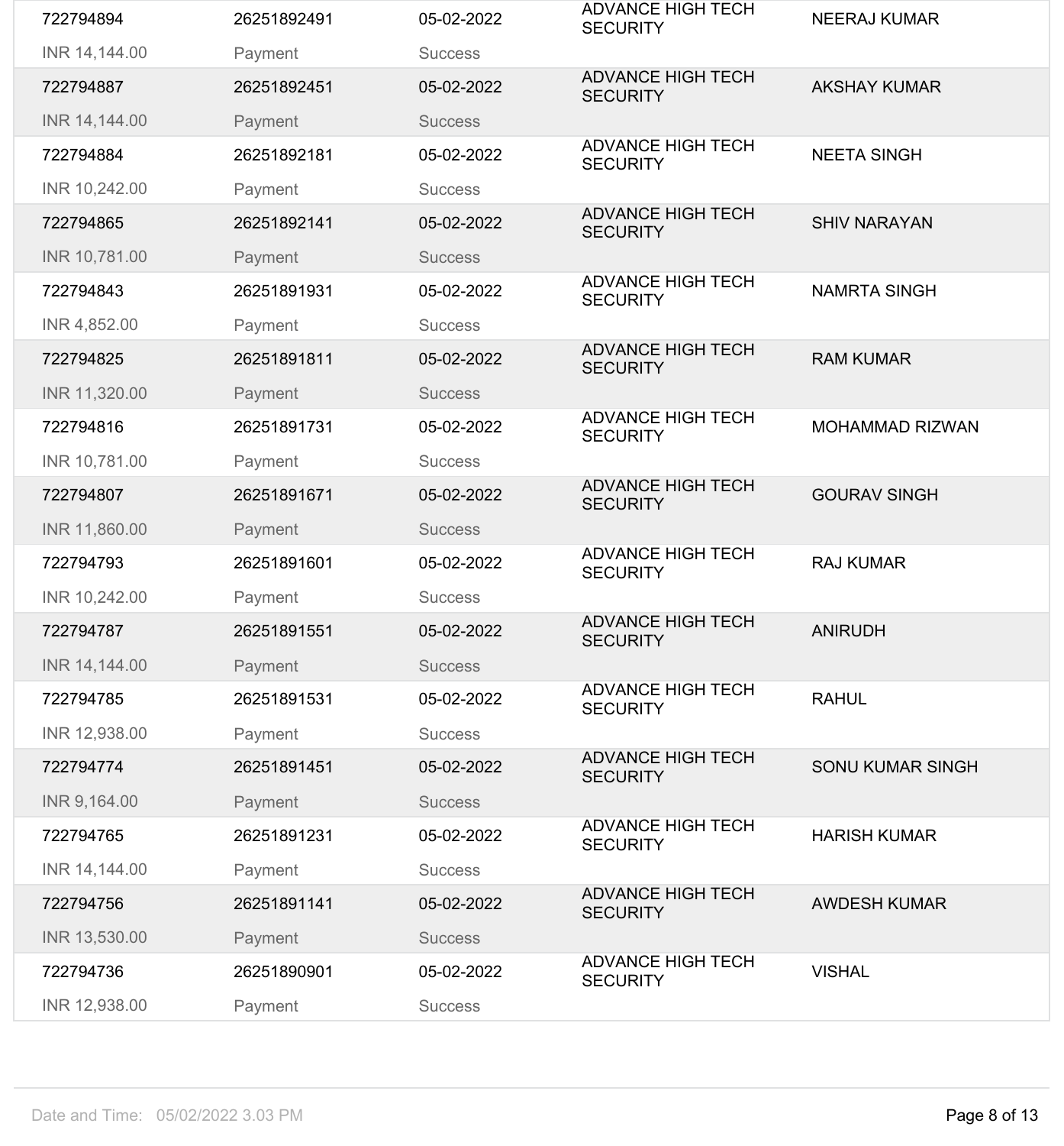| | | | | |
|---|---|---|---|---|
| 722794894<br>INR 14,144.00 | 26251892491<br>Payment | 05-02-2022<br>Success | ADVANCE HIGH TECH SECURITY | NEERAJ KUMAR |
| 722794887<br>INR 14,144.00 | 26251892451<br>Payment | 05-02-2022<br>Success | ADVANCE HIGH TECH SECURITY | AKSHAY KUMAR |
| 722794884<br>INR 10,242.00 | 26251892181<br>Payment | 05-02-2022<br>Success | ADVANCE HIGH TECH SECURITY | NEETA SINGH |
| 722794865<br>INR 10,781.00 | 26251892141<br>Payment | 05-02-2022<br>Success | ADVANCE HIGH TECH SECURITY | SHIV NARAYAN |
| 722794843<br>INR 4,852.00 | 26251891931<br>Payment | 05-02-2022<br>Success | ADVANCE HIGH TECH SECURITY | NAMRTA SINGH |
| 722794825<br>INR 11,320.00 | 26251891811<br>Payment | 05-02-2022<br>Success | ADVANCE HIGH TECH SECURITY | RAM KUMAR |
| 722794816<br>INR 10,781.00 | 26251891731<br>Payment | 05-02-2022<br>Success | ADVANCE HIGH TECH SECURITY | MOHAMMAD RIZWAN |
| 722794807<br>INR 11,860.00 | 26251891671<br>Payment | 05-02-2022<br>Success | ADVANCE HIGH TECH SECURITY | GOURAV SINGH |
| 722794793<br>INR 10,242.00 | 26251891601<br>Payment | 05-02-2022<br>Success | ADVANCE HIGH TECH SECURITY | RAJ KUMAR |
| 722794787<br>INR 14,144.00 | 26251891551<br>Payment | 05-02-2022<br>Success | ADVANCE HIGH TECH SECURITY | ANIRUDH |
| 722794785<br>INR 12,938.00 | 26251891531<br>Payment | 05-02-2022<br>Success | ADVANCE HIGH TECH SECURITY | RAHUL |
| 722794774<br>INR 9,164.00 | 26251891451<br>Payment | 05-02-2022<br>Success | ADVANCE HIGH TECH SECURITY | SONU KUMAR SINGH |
| 722794765<br>INR 14,144.00 | 26251891231<br>Payment | 05-02-2022<br>Success | ADVANCE HIGH TECH SECURITY | HARISH KUMAR |
| 722794756<br>INR 13,530.00 | 26251891141<br>Payment | 05-02-2022<br>Success | ADVANCE HIGH TECH SECURITY | AWDESH KUMAR |
| 722794736<br>INR 12,938.00 | 26251890901<br>Payment | 05-02-2022<br>Success | ADVANCE HIGH TECH SECURITY | VISHAL |

Date and Time: 05/02/2022 3.03 PM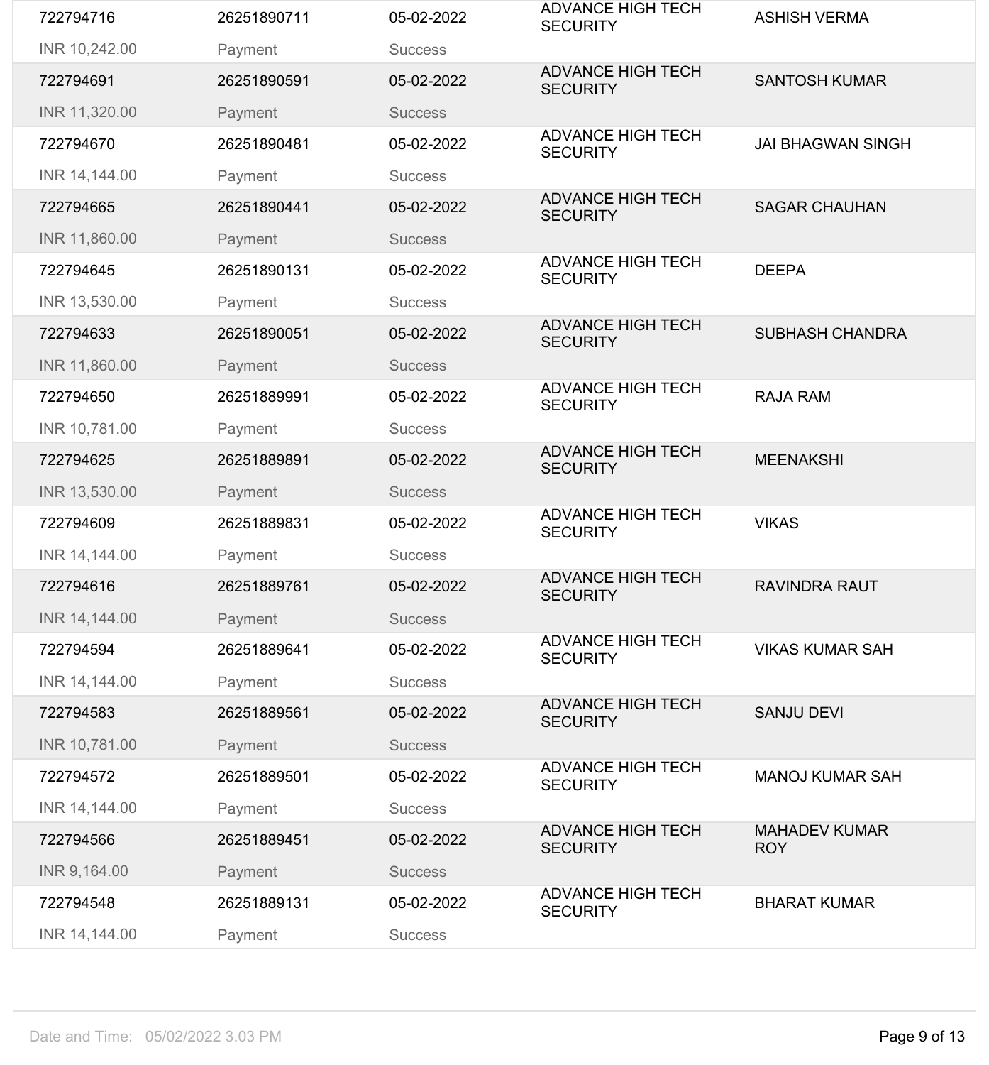| | | | | |
|---|---|---|---|---|
| 722794716 | 26251890711 | 05-02-2022 | ADVANCE HIGH TECH SECURITY | ASHISH VERMA |
| INR 10,242.00 | Payment | Success | | |
| 722794691 | 26251890591 | 05-02-2022 | ADVANCE HIGH TECH SECURITY | SANTOSH KUMAR |
| INR 11,320.00 | Payment | Success | | |
| 722794670 | 26251890481 | 05-02-2022 | ADVANCE HIGH TECH SECURITY | JAI BHAGWAN SINGH |
| INR 14,144.00 | Payment | Success | | |
| 722794665 | 26251890441 | 05-02-2022 | ADVANCE HIGH TECH SECURITY | SAGAR CHAUHAN |
| INR 11,860.00 | Payment | Success | | |
| 722794645 | 26251890131 | 05-02-2022 | ADVANCE HIGH TECH SECURITY | DEEPA |
| INR 13,530.00 | Payment | Success | | |
| 722794633 | 26251890051 | 05-02-2022 | ADVANCE HIGH TECH SECURITY | SUBHASH CHANDRA |
| INR 11,860.00 | Payment | Success | | |
| 722794650 | 26251889991 | 05-02-2022 | ADVANCE HIGH TECH SECURITY | RAJA RAM |
| INR 10,781.00 | Payment | Success | | |
| 722794625 | 26251889891 | 05-02-2022 | ADVANCE HIGH TECH SECURITY | MEENAKSHI |
| INR 13,530.00 | Payment | Success | | |
| 722794609 | 26251889831 | 05-02-2022 | ADVANCE HIGH TECH SECURITY | VIKAS |
| INR 14,144.00 | Payment | Success | | |
| 722794616 | 26251889761 | 05-02-2022 | ADVANCE HIGH TECH SECURITY | RAVINDRA RAUT |
| INR 14,144.00 | Payment | Success | | |
| 722794594 | 26251889641 | 05-02-2022 | ADVANCE HIGH TECH SECURITY | VIKAS KUMAR SAH |
| INR 14,144.00 | Payment | Success | | |
| 722794583 | 26251889561 | 05-02-2022 | ADVANCE HIGH TECH SECURITY | SANJU DEVI |
| INR 10,781.00 | Payment | Success | | |
| 722794572 | 26251889501 | 05-02-2022 | ADVANCE HIGH TECH SECURITY | MANOJ KUMAR SAH |
| INR 14,144.00 | Payment | Success | | |
| 722794566 | 26251889451 | 05-02-2022 | ADVANCE HIGH TECH SECURITY | MAHADEV KUMAR ROY |
| INR 9,164.00 | Payment | Success | | |
| 722794548 | 26251889131 | 05-02-2022 | ADVANCE HIGH TECH SECURITY | BHARAT KUMAR |
| INR 14,144.00 | Payment | Success | | |

Date and Time: 05/02/2022 3.03 PM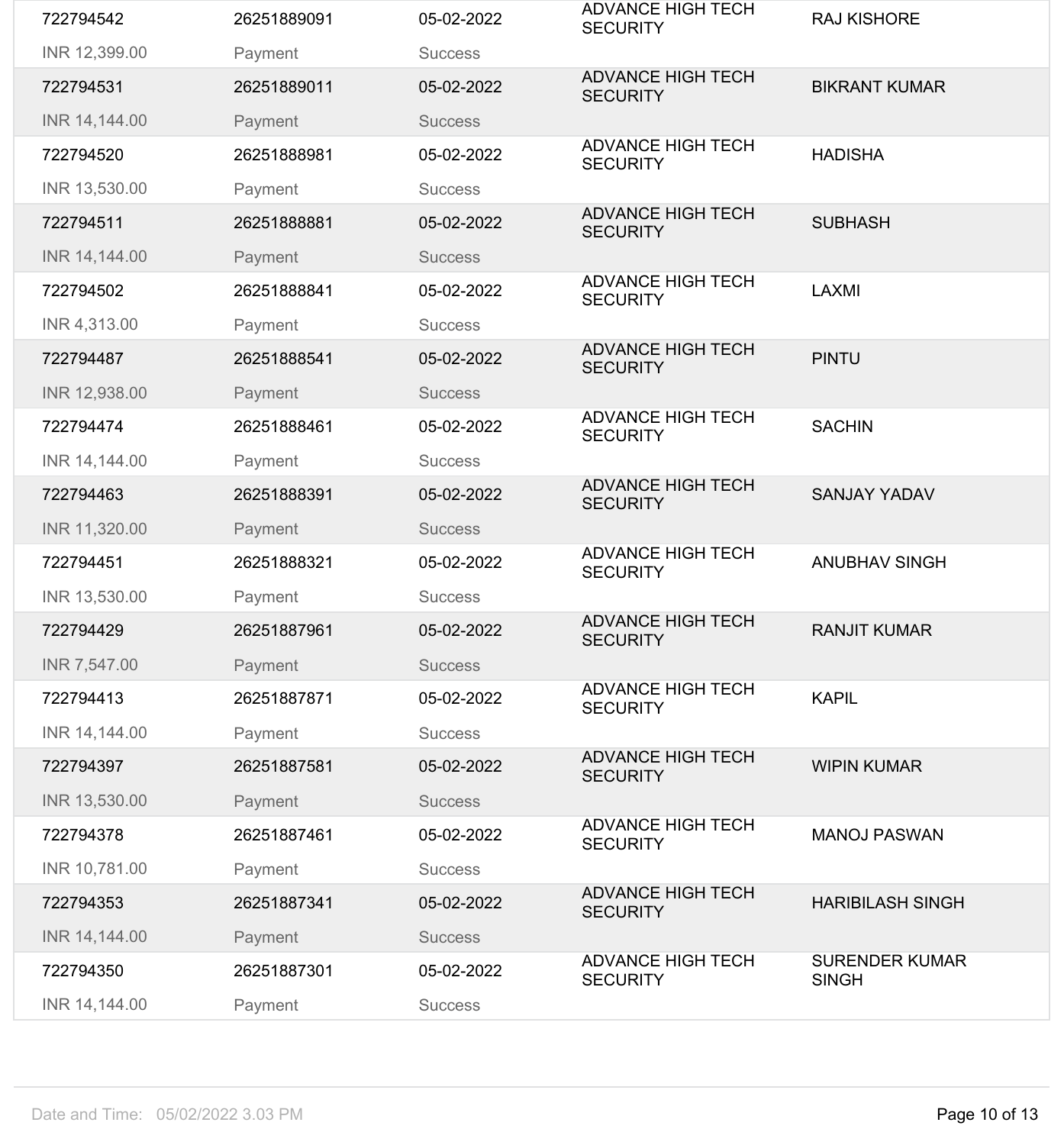| | | | | |
|---|---|---|---|---|
| 722794542<br>INR 12,399.00 | 26251889091<br>Payment | 05-02-2022<br>Success | ADVANCE HIGH TECH SECURITY | RAJ KISHORE |
| 722794531<br>INR 14,144.00 | 26251889011<br>Payment | 05-02-2022<br>Success | ADVANCE HIGH TECH SECURITY | BIKRANT KUMAR |
| 722794520<br>INR 13,530.00 | 26251888981<br>Payment | 05-02-2022<br>Success | ADVANCE HIGH TECH SECURITY | HADISHA |
| 722794511<br>INR 14,144.00 | 26251888881<br>Payment | 05-02-2022<br>Success | ADVANCE HIGH TECH SECURITY | SUBHASH |
| 722794502<br>INR 4,313.00 | 26251888841<br>Payment | 05-02-2022<br>Success | ADVANCE HIGH TECH SECURITY | LAXMI |
| 722794487<br>INR 12,938.00 | 26251888541<br>Payment | 05-02-2022<br>Success | ADVANCE HIGH TECH SECURITY | PINTU |
| 722794474<br>INR 14,144.00 | 26251888461<br>Payment | 05-02-2022<br>Success | ADVANCE HIGH TECH SECURITY | SACHIN |
| 722794463<br>INR 11,320.00 | 26251888391<br>Payment | 05-02-2022<br>Success | ADVANCE HIGH TECH SECURITY | SANJAY YADAV |
| 722794451<br>INR 13,530.00 | 26251888321<br>Payment | 05-02-2022<br>Success | ADVANCE HIGH TECH SECURITY | ANUBHAV SINGH |
| 722794429<br>INR 7,547.00 | 26251887961<br>Payment | 05-02-2022<br>Success | ADVANCE HIGH TECH SECURITY | RANJIT KUMAR |
| 722794413<br>INR 14,144.00 | 26251887871<br>Payment | 05-02-2022<br>Success | ADVANCE HIGH TECH SECURITY | KAPIL |
| 722794397<br>INR 13,530.00 | 26251887581<br>Payment | 05-02-2022<br>Success | ADVANCE HIGH TECH SECURITY | WIPIN KUMAR |
| 722794378<br>INR 10,781.00 | 26251887461<br>Payment | 05-02-2022<br>Success | ADVANCE HIGH TECH SECURITY | MANOJ PASWAN |
| 722794353<br>INR 14,144.00 | 26251887341<br>Payment | 05-02-2022<br>Success | ADVANCE HIGH TECH SECURITY | HARIBILASH SINGH |
| 722794350<br>INR 14,144.00 | 26251887301<br>Payment | 05-02-2022<br>Success | ADVANCE HIGH TECH SECURITY | SURENDER KUMAR SINGH |

Date and Time: 05/02/2022 3.03 PM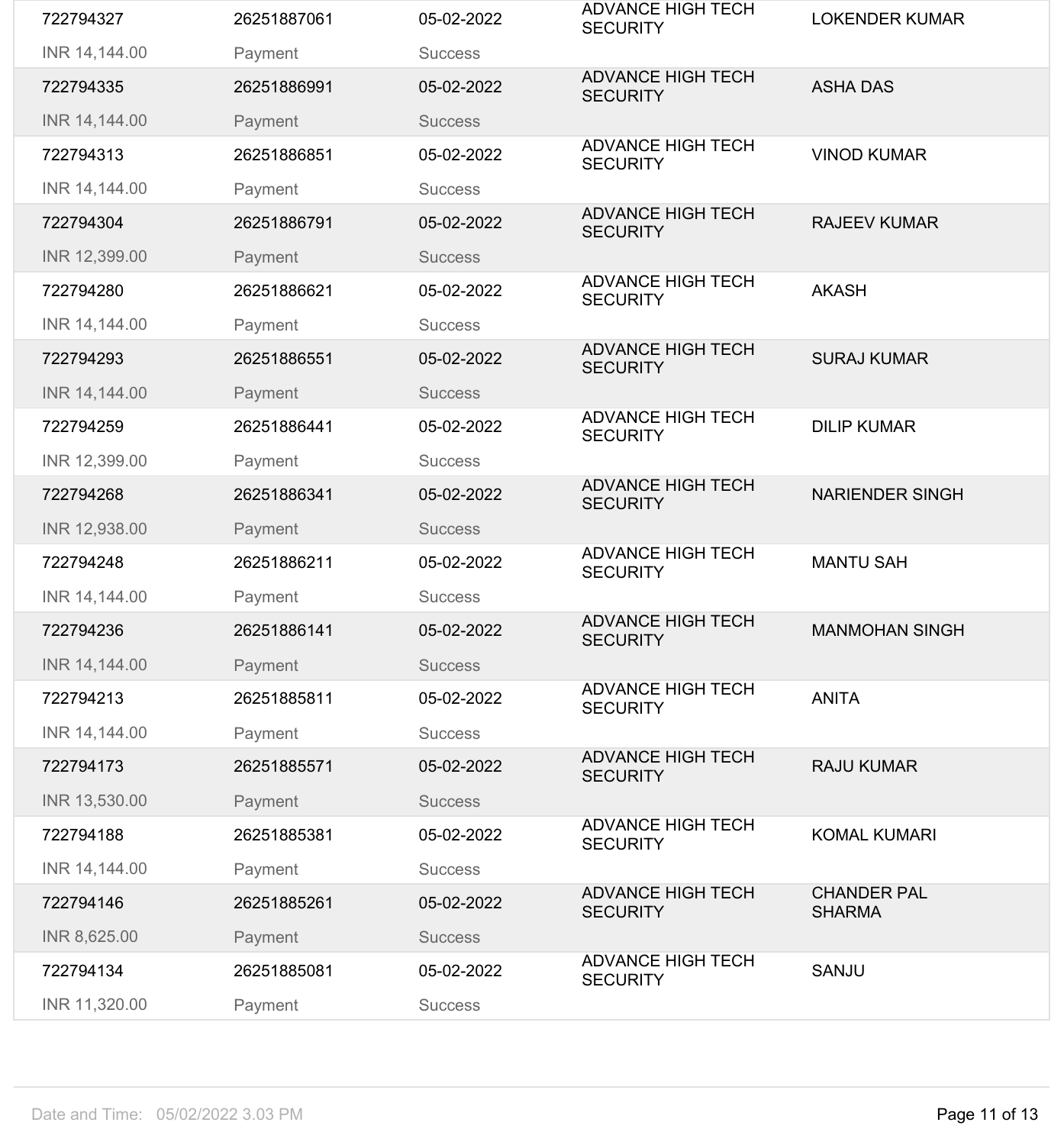| | | | | |
|---|---|---|---|---|
| 722794327 | 26251887061 | 05-02-2022 | ADVANCE HIGH TECH SECURITY | LOKENDER KUMAR |
| INR 14,144.00 | Payment | Success | | |
| 722794335 | 26251886991 | 05-02-2022 | ADVANCE HIGH TECH SECURITY | ASHA DAS |
| INR 14,144.00 | Payment | Success | | |
| 722794313 | 26251886851 | 05-02-2022 | ADVANCE HIGH TECH SECURITY | VINOD KUMAR |
| INR 14,144.00 | Payment | Success | | |
| 722794304 | 26251886791 | 05-02-2022 | ADVANCE HIGH TECH SECURITY | RAJEEV KUMAR |
| INR 12,399.00 | Payment | Success | | |
| 722794280 | 26251886621 | 05-02-2022 | ADVANCE HIGH TECH SECURITY | AKASH |
| INR 14,144.00 | Payment | Success | | |
| 722794293 | 26251886551 | 05-02-2022 | ADVANCE HIGH TECH SECURITY | SURAJ KUMAR |
| INR 14,144.00 | Payment | Success | | |
| 722794259 | 26251886441 | 05-02-2022 | ADVANCE HIGH TECH SECURITY | DILIP KUMAR |
| INR 12,399.00 | Payment | Success | | |
| 722794268 | 26251886341 | 05-02-2022 | ADVANCE HIGH TECH SECURITY | NARIENDER SINGH |
| INR 12,938.00 | Payment | Success | | |
| 722794248 | 26251886211 | 05-02-2022 | ADVANCE HIGH TECH SECURITY | MANTU SAH |
| INR 14,144.00 | Payment | Success | | |
| 722794236 | 26251886141 | 05-02-2022 | ADVANCE HIGH TECH SECURITY | MANMOHAN SINGH |
| INR 14,144.00 | Payment | Success | | |
| 722794213 | 26251885811 | 05-02-2022 | ADVANCE HIGH TECH SECURITY | ANITA |
| INR 14,144.00 | Payment | Success | | |
| 722794173 | 26251885571 | 05-02-2022 | ADVANCE HIGH TECH SECURITY | RAJU KUMAR |
| INR 13,530.00 | Payment | Success | | |
| 722794188 | 26251885381 | 05-02-2022 | ADVANCE HIGH TECH SECURITY | KOMAL KUMARI |
| INR 14,144.00 | Payment | Success | | |
| 722794146 | 26251885261 | 05-02-2022 | ADVANCE HIGH TECH SECURITY | CHANDER PAL SHARMA |
| INR 8,625.00 | Payment | Success | | |
| 722794134 | 26251885081 | 05-02-2022 | ADVANCE HIGH TECH SECURITY | SANJU |
| INR 11,320.00 | Payment | Success | | |

Date and Time: 05/02/2022 3.03 PM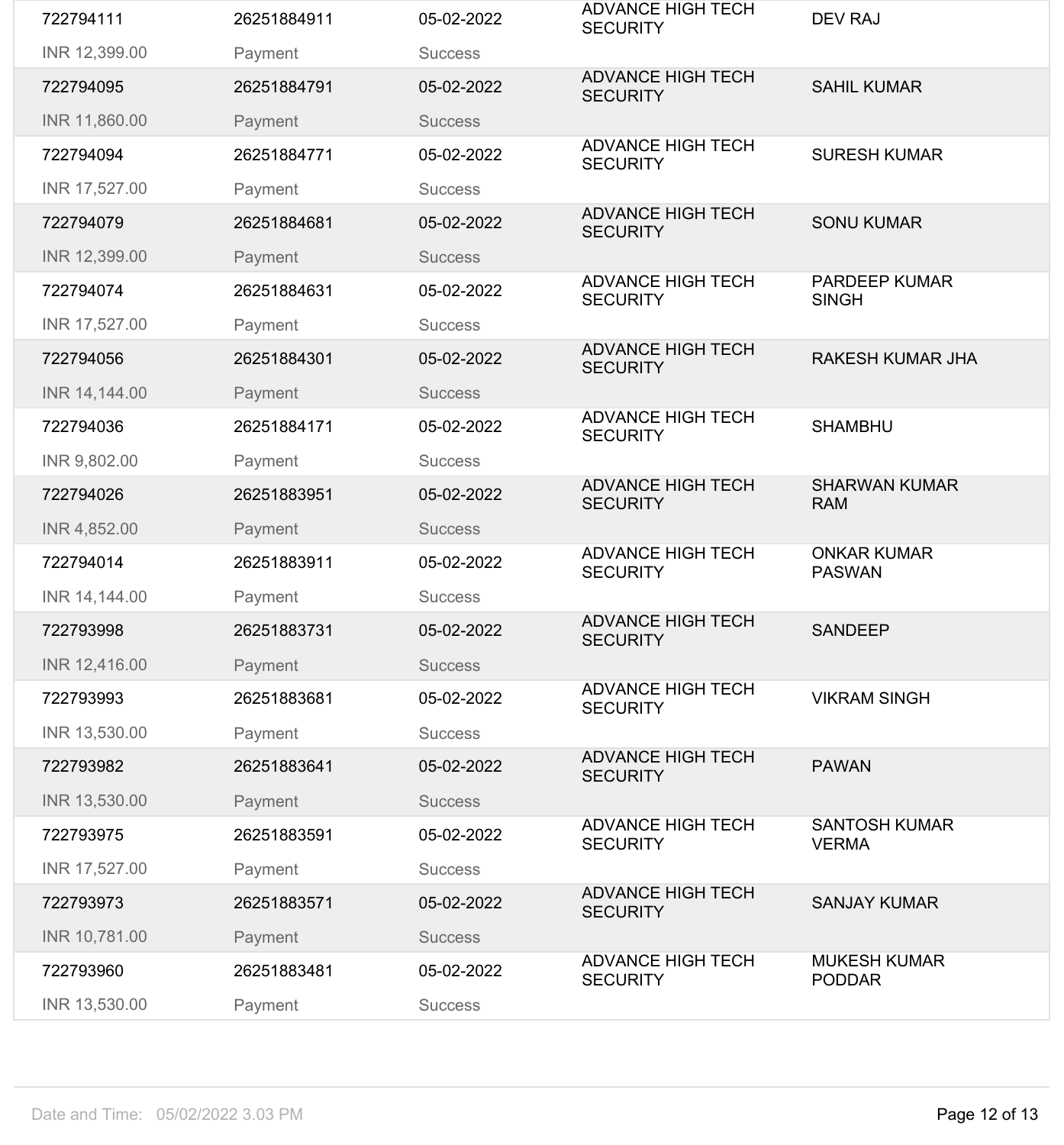| | | | | |
|---|---|---|---|---|
| 722794111 | 26251884911 | 05-02-2022 | ADVANCE HIGH TECH SECURITY | DEV RAJ |
| INR 12,399.00 | Payment | Success | | |
| 722794095 | 26251884791 | 05-02-2022 | ADVANCE HIGH TECH SECURITY | SAHIL KUMAR |
| INR 11,860.00 | Payment | Success | | |
| 722794094 | 26251884771 | 05-02-2022 | ADVANCE HIGH TECH SECURITY | SURESH KUMAR |
| INR 17,527.00 | Payment | Success | | |
| 722794079 | 26251884681 | 05-02-2022 | ADVANCE HIGH TECH SECURITY | SONU KUMAR |
| INR 12,399.00 | Payment | Success | | |
| 722794074 | 26251884631 | 05-02-2022 | ADVANCE HIGH TECH SECURITY | PARDEEP KUMAR SINGH |
| INR 17,527.00 | Payment | Success | | |
| 722794056 | 26251884301 | 05-02-2022 | ADVANCE HIGH TECH SECURITY | RAKESH KUMAR JHA |
| INR 14,144.00 | Payment | Success | | |
| 722794036 | 26251884171 | 05-02-2022 | ADVANCE HIGH TECH SECURITY | SHAMBHU |
| INR 9,802.00 | Payment | Success | | |
| 722794026 | 26251883951 | 05-02-2022 | ADVANCE HIGH TECH SECURITY | SHARWAN KUMAR RAM |
| INR 4,852.00 | Payment | Success | | |
| 722794014 | 26251883911 | 05-02-2022 | ADVANCE HIGH TECH SECURITY | ONKAR KUMAR PASWAN |
| INR 14,144.00 | Payment | Success | | |
| 722793998 | 26251883731 | 05-02-2022 | ADVANCE HIGH TECH SECURITY | SANDEEP |
| INR 12,416.00 | Payment | Success | | |
| 722793993 | 26251883681 | 05-02-2022 | ADVANCE HIGH TECH SECURITY | VIKRAM SINGH |
| INR 13,530.00 | Payment | Success | | |
| 722793982 | 26251883641 | 05-02-2022 | ADVANCE HIGH TECH SECURITY | PAWAN |
| INR 13,530.00 | Payment | Success | | |
| 722793975 | 26251883591 | 05-02-2022 | ADVANCE HIGH TECH SECURITY | SANTOSH KUMAR VERMA |
| INR 17,527.00 | Payment | Success | | |
| 722793973 | 26251883571 | 05-02-2022 | ADVANCE HIGH TECH SECURITY | SANJAY KUMAR |
| INR 10,781.00 | Payment | Success | | |
| 722793960 | 26251883481 | 05-02-2022 | ADVANCE HIGH TECH SECURITY | MUKESH KUMAR PODDAR |
| INR 13,530.00 | Payment | Success | | |

Date and Time: 05/02/2022 3.03 PM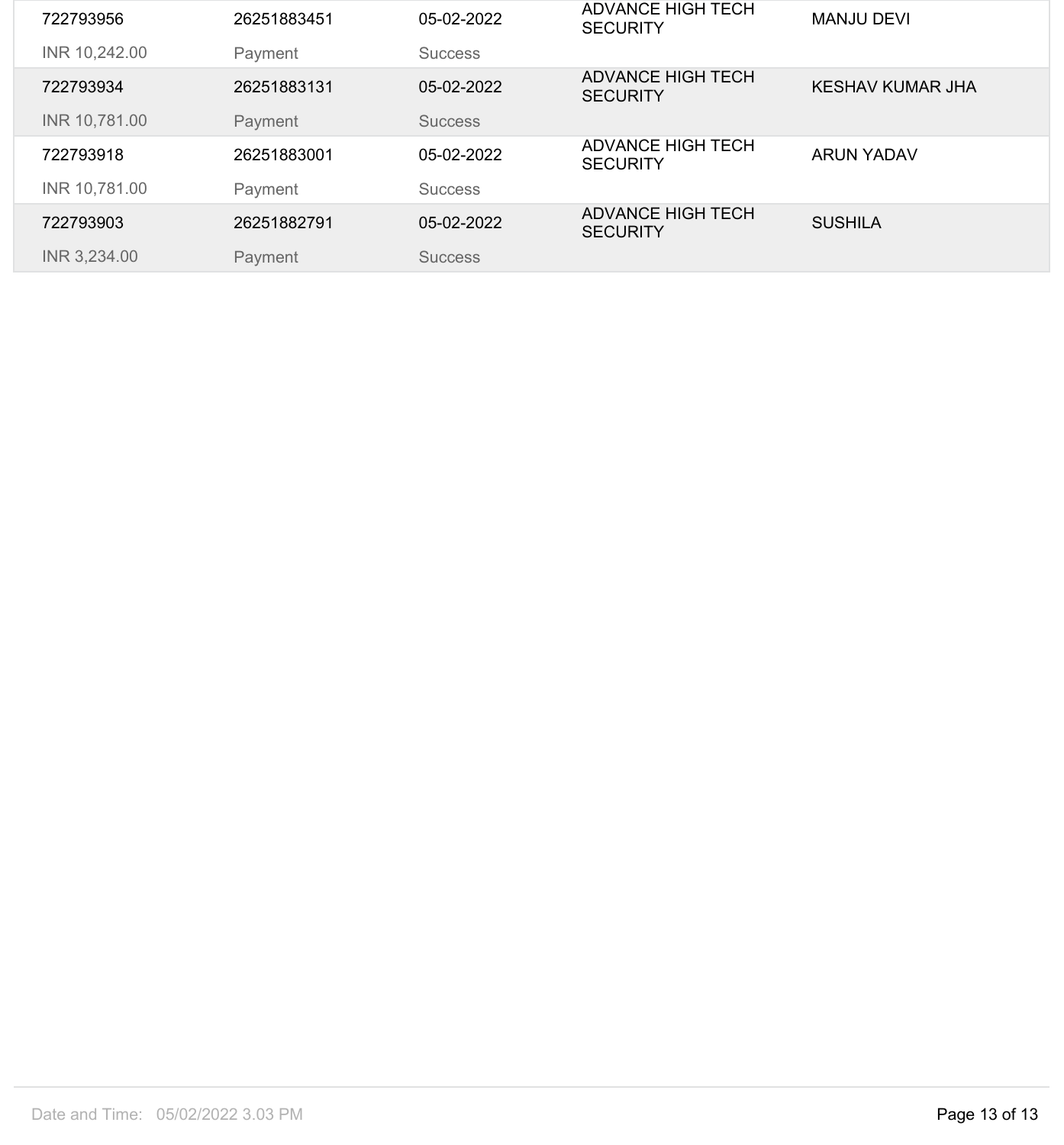| | | | | |
|---|---|---|---|---|
| 722793956 | 26251883451 | 05-02-2022 | ADVANCE HIGH TECH SECURITY | MANJU DEVI |
| INR 10,242.00 | Payment | Success | | |
| 722793934 | 26251883131 | 05-02-2022 | ADVANCE HIGH TECH SECURITY | KESHAV KUMAR JHA |
| INR 10,781.00 | Payment | Success | | |
| 722793918 | 26251883001 | 05-02-2022 | ADVANCE HIGH TECH SECURITY | ARUN YADAV |
| INR 10,781.00 | Payment | Success | | |
| 722793903 | 26251882791 | 05-02-2022 | ADVANCE HIGH TECH SECURITY | SUSHILA |
| INR 3,234.00 | Payment | Success | | |

Date and Time: 05/02/2022 3.03 PM